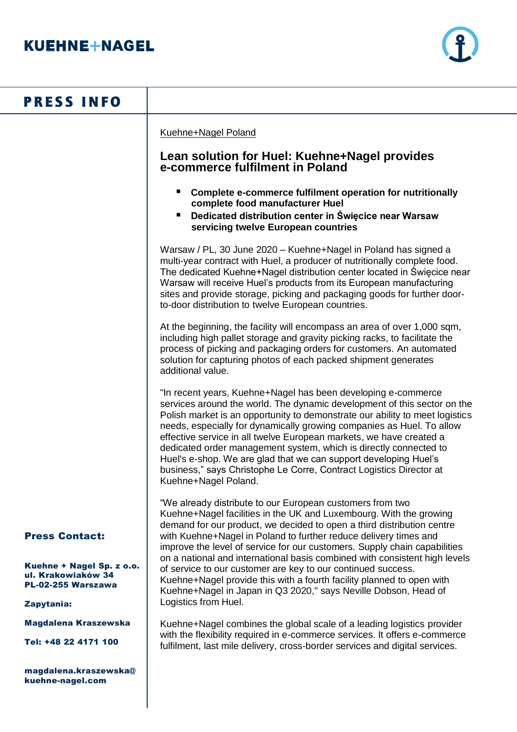KUEHNE+NAGEL

# PRESS INFO

Kuehne+Nagel Poland

## Lean solution for Huel: Kuehne+Nagel provides e-commerce fulfilment in Poland

- **Complete e-commerce fulfilment operation for nutritionally complete food manufacturer Huel**
- **Dedicated distribution center in Święcice near Warsaw servicing twelve European countries**

Warsaw / PL, 30 June 2020 – Kuehne+Nagel in Poland has signed a multi-year contract with Huel, a producer of nutritionally complete food. The dedicated Kuehne+Nagel distribution center located in Święcice near Warsaw will receive Huel's products from its European manufacturing sites and provide storage, picking and packaging goods for further door-to-door distribution to twelve European countries.

At the beginning, the facility will encompass an area of over 1,000 sqm, including high pallet storage and gravity picking racks, to facilitate the process of picking and packaging orders for customers. An automated solution for capturing photos of each packed shipment generates additional value.

"In recent years, Kuehne+Nagel has been developing e-commerce services around the world. The dynamic development of this sector on the Polish market is an opportunity to demonstrate our ability to meet logistics needs, especially for dynamically growing companies as Huel. To allow effective service in all twelve European markets, we have created a dedicated order management system, which is directly connected to Huel's e-shop. We are glad that we can support developing Huel's business," says Christophe Le Corre, Contract Logistics Director at Kuehne+Nagel Poland.

"We already distribute to our European customers from two Kuehne+Nagel facilities in the UK and Luxembourg. With the growing demand for our product, we decided to open a third distribution centre with Kuehne+Nagel in Poland to further reduce delivery times and improve the level of service for our customers. Supply chain capabilities on a national and international basis combined with consistent high levels of service to our customer are key to our continued success. Kuehne+Nagel provide this with a fourth facility planned to open with Kuehne+Nagel in Japan in Q3 2020," says Neville Dobson, Head of Logistics from Huel.

Kuehne+Nagel combines the global scale of a leading logistics provider with the flexibility required in e-commerce services. It offers e-commerce fulfilment, last mile delivery, cross-border services and digital services.

**Press Contact:**

**Kuehne + Nagel Sp. z o.o.**
**ul. Krakowiaków 34**
**PL-02-255 Warszawa**

**Zapytania:**

**Magdalena Kraszewska**

**Tel: +48 22 4171 100**

**magdalena.kraszewska@kuehne-nagel.com**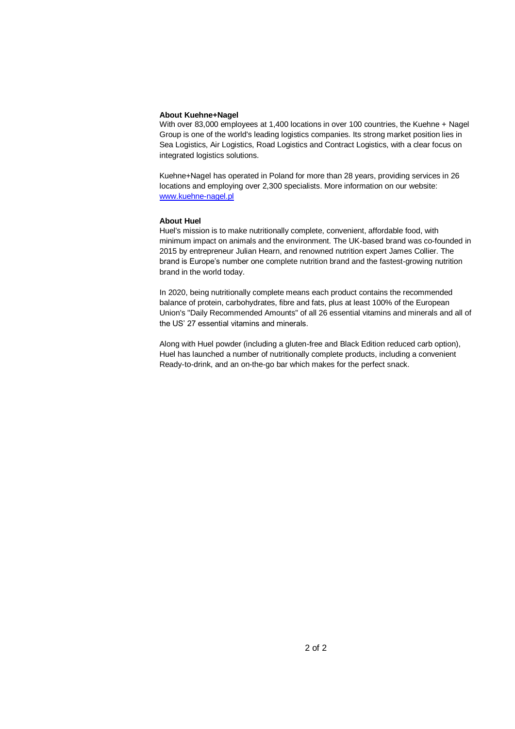**About Kuehne+Nagel**

With over 83,000 employees at 1,400 locations in over 100 countries, the Kuehne + Nagel Group is one of the world's leading logistics companies. Its strong market position lies in Sea Logistics, Air Logistics, Road Logistics and Contract Logistics, with a clear focus on integrated logistics solutions.

Kuehne+Nagel has operated in Poland for more than 28 years, providing services in 26 locations and employing over 2,300 specialists. More information on our website: [www.kuehne-nagel.pl](http://www.kuehne-nagel.pl)

**About Huel**

Huel's mission is to make nutritionally complete, convenient, affordable food, with minimum impact on animals and the environment. The UK-based brand was co-founded in 2015 by entrepreneur Julian Hearn, and renowned nutrition expert James Collier. The brand is Europe's number one complete nutrition brand and the fastest-growing nutrition brand in the world today.

In 2020, being nutritionally complete means each product contains the recommended balance of protein, carbohydrates, fibre and fats, plus at least 100% of the European Union's "Daily Recommended Amounts" of all 26 essential vitamins and minerals and all of the US' 27 essential vitamins and minerals.

Along with Huel powder (including a gluten-free and Black Edition reduced carb option), Huel has launched a number of nutritionally complete products, including a convenient Ready-to-drink, and an on-the-go bar which makes for the perfect snack.